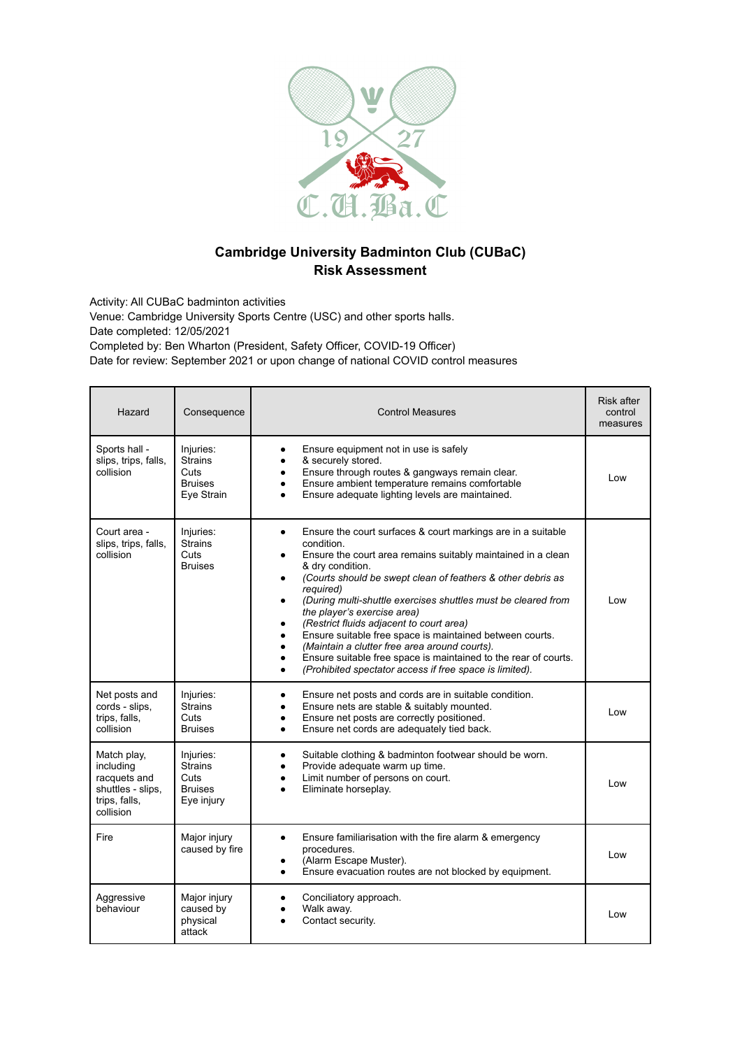**Cambridge University Badminton Club (CUBaC)**
**Risk Assessment**

Activity: All CUBaC badminton activities
Venue: Cambridge University Sports Centre (USC) and other sports halls.
Date completed: 12/05/2021
Completed by: Ben Wharton (President, Safety Officer, COVID-19 Officer)
Date for review: September 2021 or upon change of national COVID control measures

| Hazard | Consequence | Control Measures | Risk after control measures |
|---|---|---|---|
| Sports hall - slips, trips, falls, collision | Injuries: Strains Cuts Bruises Eye Strain | • Ensure equipment not in use is safely<br>• & securely stored.<br>• Ensure through routes & gangways remain clear.<br>• Ensure ambient temperature remains comfortable<br>• Ensure adequate lighting levels are maintained. | Low |
| Court area - slips, trips, falls, collision | Injuries: Strains Cuts Bruises | • Ensure the court surfaces & court markings are in a suitable condition.<br>• Ensure the court area remains suitably maintained in a clean & dry condition.<br>• *(Courts should be swept clean of feathers & other debris as required)*<br>• *(During multi-shuttle exercises shuttles must be cleared from the player's exercise area)*<br>• *(Restrict fluids adjacent to court area)*<br>• Ensure suitable free space is maintained between courts.<br>• *(Maintain a clutter free area around courts).*<br>• Ensure suitable free space is maintained to the rear of courts.<br>• *(Prohibited spectator access if free space is limited).* | Low |
| Net posts and cords - slips, trips, falls, collision | Injuries: Strains Cuts Bruises | • Ensure net posts and cords are in suitable condition.<br>• Ensure nets are stable & suitably mounted.<br>• Ensure net posts are correctly positioned.<br>• Ensure net cords are adequately tied back. | Low |
| Match play, including racquets and shuttles - slips, trips, falls, collision | Injuries: Strains Cuts Bruises Eye injury | • Suitable clothing & badminton footwear should be worn.<br>• Provide adequate warm up time.<br>• Limit number of persons on court.<br>• Eliminate horseplay. | Low |
| Fire | Major injury caused by fire | • Ensure familiarisation with the fire alarm & emergency procedures.<br>• (Alarm Escape Muster).<br>• Ensure evacuation routes are not blocked by equipment. | Low |
| Aggressive behaviour | Major injury caused by physical attack | • Conciliatory approach.<br>• Walk away.<br>• Contact security. | Low |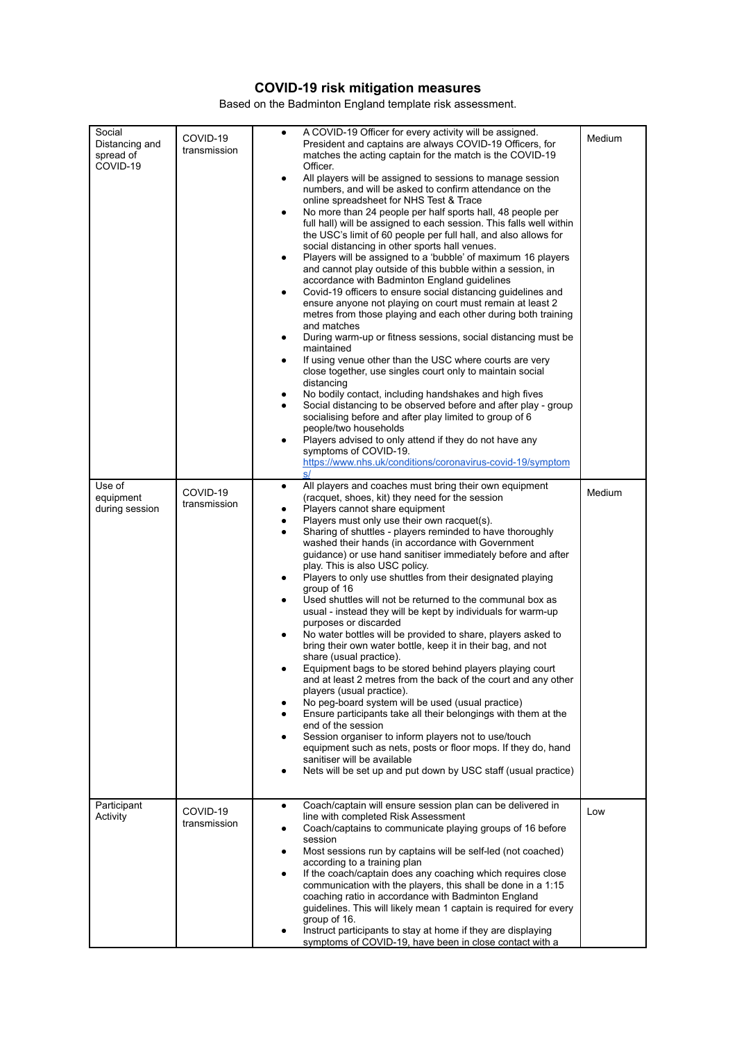# COVID-19 risk mitigation measures

Based on the Badminton England template risk assessment.

| | | | |
|---|---|---|---|
| Social Distancing and spread of COVID-19 | COVID-19 transmission | • A COVID-19 Officer for every activity will be assigned. President and captains are always COVID-19 Officers, for matches the acting captain for the match is the COVID-19 Officer.<br>• All players will be assigned to sessions to manage session numbers, and will be asked to confirm attendance on the online spreadsheet for NHS Test & Trace<br>• No more than 24 people per half sports hall, 48 people per full hall) will be assigned to each session. This falls well within the USC's limit of 60 people per full hall, and also allows for social distancing in other sports hall venues.<br>• Players will be assigned to a 'bubble' of maximum 16 players and cannot play outside of this bubble within a session, in accordance with Badminton England guidelines<br>• Covid-19 officers to ensure social distancing guidelines and ensure anyone not playing on court must remain at least 2 metres from those playing and each other during both training and matches<br>• During warm-up or fitness sessions, social distancing must be maintained<br>• If using venue other than the USC where courts are very close together, use singles court only to maintain social distancing<br>• No bodily contact, including handshakes and high fives<br>• Social distancing to be observed before and after play - group socialising before and after play limited to group of 6 people/two households<br>• Players advised to only attend if they do not have any symptoms of COVID-19. https://www.nhs.uk/conditions/coronavirus-covid-19/symptoms/ | Medium |
| Use of equipment during session | COVID-19 transmission | • All players and coaches must bring their own equipment (racquet, shoes, kit) they need for the session<br>• Players cannot share equipment<br>• Players must only use their own racquet(s).<br>• Sharing of shuttles - players reminded to have thoroughly washed their hands (in accordance with Government guidance) or use hand sanitiser immediately before and after play. This is also USC policy.<br>• Players to only use shuttles from their designated playing group of 16<br>• Used shuttles will not be returned to the communal box as usual - instead they will be kept by individuals for warm-up purposes or discarded<br>• No water bottles will be provided to share, players asked to bring their own water bottle, keep it in their bag, and not share (usual practice).<br>• Equipment bags to be stored behind players playing court and at least 2 metres from the back of the court and any other players (usual practice).<br>• No peg-board system will be used (usual practice)<br>• Ensure participants take all their belongings with them at the end of the session<br>• Session organiser to inform players not to use/touch equipment such as nets, posts or floor mops. If they do, hand sanitiser will be available<br>• Nets will be set up and put down by USC staff (usual practice) | Medium |
| Participant Activity | COVID-19 transmission | • Coach/captain will ensure session plan can be delivered in line with completed Risk Assessment<br>• Coach/captains to communicate playing groups of 16 before session<br>• Most sessions run by captains will be self-led (not coached) according to a training plan<br>• If the coach/captain does any coaching which requires close communication with the players, this shall be done in a 1:15 coaching ratio in accordance with Badminton England guidelines. This will likely mean 1 captain is required for every group of 16.<br>• Instruct participants to stay at home if they are displaying symptoms of COVID-19, have been in close contact with a | Low |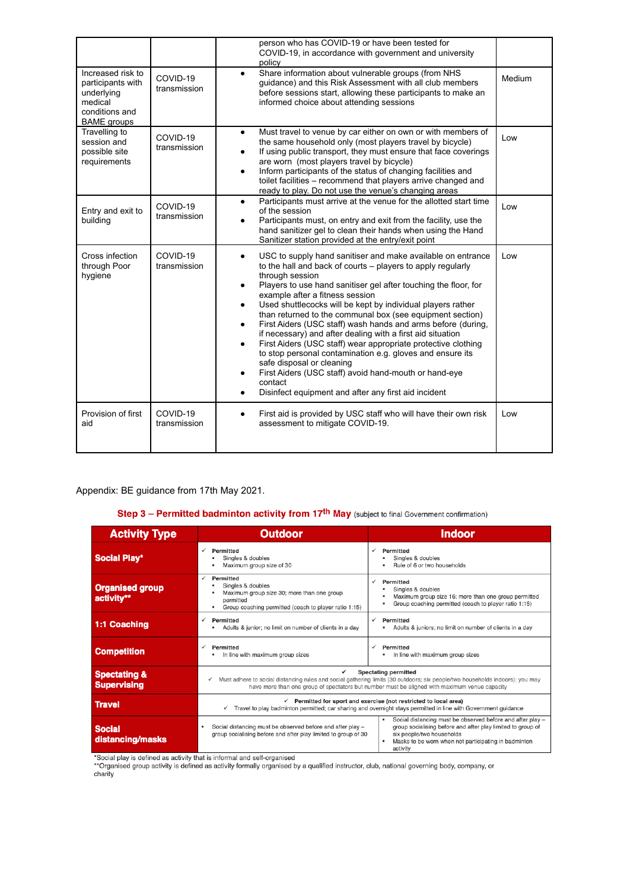| | | | |
|---|---|---|---|
| | | person who has COVID-19 or have been tested for COVID-19, in accordance with government and university policy | |
| Increased risk to participants with underlying medical conditions and BAME groups | COVID-19 transmission | • Share information about vulnerable groups (from NHS guidance) and this Risk Assessment with all club members before sessions start, allowing these participants to make an informed choice about attending sessions | Medium |
| Travelling to session and possible site requirements | COVID-19 transmission | • Must travel to venue by car either on own or with members of the same household only (most players travel by bicycle)<br>• If using public transport, they must ensure that face coverings are worn (most players travel by bicycle)<br>• Inform participants of the status of changing facilities and toilet facilities – recommend that players arrive changed and ready to play. Do not use the venue's changing areas | Low |
| Entry and exit to building | COVID-19 transmission | • Participants must arrive at the venue for the allotted start time of the session<br>• Participants must, on entry and exit from the facility, use the hand sanitizer gel to clean their hands when using the Hand Sanitizer station provided at the entry/exit point | Low |
| Cross infection through Poor hygiene | COVID-19 transmission | • USC to supply hand sanitiser and make available on entrance to the hall and back of courts – players to apply regularly through session<br>• Players to use hand sanitiser gel after touching the floor, for example after a fitness session<br>• Used shuttlecocks will be kept by individual players rather than returned to the communal box (see equipment section)<br>• First Aiders (USC staff) wash hands and arms before (during, if necessary) and after dealing with a first aid situation<br>• First Aiders (USC staff) wear appropriate protective clothing to stop personal contamination e.g. gloves and ensure its safe disposal or cleaning<br>• First Aiders (USC staff) avoid hand-mouth or hand-eye contact<br>• Disinfect equipment and after any first aid incident | Low |
| Provision of first aid | COVID-19 transmission | • First aid is provided by USC staff who will have their own risk assessment to mitigate COVID-19. | Low |

Appendix: BE guidance from 17th May 2021.

**Step 3 – Permitted badminton activity from 17th May** (subject to final Government confirmation)

| Activity Type | Outdoor | Indoor |
|---|---|---|
| **Social Play*** | ✓ Permitted<br>▪ Singles & doubles<br>▪ Maximum group size of 30 | ✓ Permitted<br>▪ Singles & doubles<br>▪ Rule of 6 or two households |
| **Organised group activity**** | ✓ Permitted<br>▪ Singles & doubles<br>▪ Maximum group size 30; more than one group permitted<br>▪ Group coaching permitted (coach to player ratio 1:15) | ✓ Permitted<br>▪ Singles & doubles<br>▪ Maximum group size 16; more than one group permitted<br>▪ Group coaching permitted (coach to player ratio 1:15) |
| **1:1 Coaching** | ✓ Permitted<br>▪ Adults & junior; no limit on number of clients in a day | ✓ Permitted<br>▪ Adults & juniors; no limit on number of clients in a day |
| **Competition** | ✓ Permitted<br>▪ In line with maximum group sizes | ✓ Permitted<br>▪ In line with maximum group sizes |
| **Spectating & Supervising** | ✓ Spectating permitted<br>✓ Must adhere to social distancing rules and social gathering limits (30 outdoors; six people/two households indoors); you may have more than one group of spectators but number must be aligned with maximum venue capacity | |
| **Travel** | ✓ Permitted for sport and exercise (not restricted to local area)<br>✓ Travel to play badminton permitted; car sharing and overnight stays permitted in line with Government guidance | |
| **Social distancing/masks** | ▪ Social distancing must be observed before and after play – group socialising before and after play limited to group of 30 | ▪ Social distancing must be observed before and after play – group socialising before and after play limited to group of six people/two households<br>▪ Masks to be worn when not participating in badminton activity |

*Social play is defined as activity that is informal and self-organised
**Organised group activity is defined as activity formally organised by a qualified instructor, club, national governing body, company, or charity